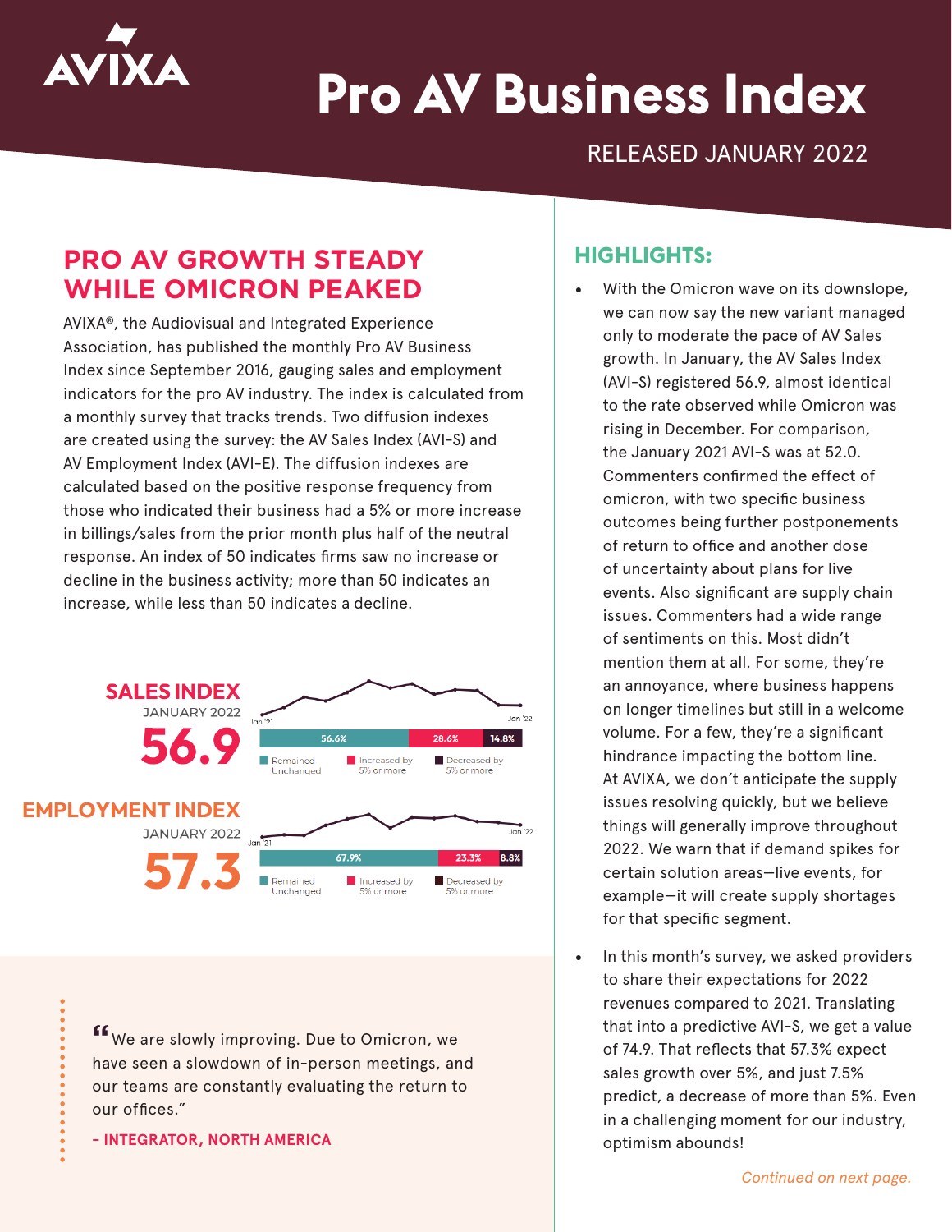# Pro AV Business Index

RELEASED JANUARY 2022

## PRO AV GROWTH STEADY WHILE OMICRON PEAKED

AVIXA®, the Audiovisual and Integrated Experience Association, has published the monthly Pro AV Business Index since September 2016, gauging sales and employment indicators for the pro AV industry. The index is calculated from a monthly survey that tracks trends. Two diffusion indexes are created using the survey: the AV Sales Index (AVI-S) and AV Employment Index (AVI-E). The diffusion indexes are calculated based on the positive response frequency from those who indicated their business had a 5% or more increase in billings/sales from the prior month plus half of the neutral response. An index of 50 indicates firms saw no increase or decline in the business activity; more than 50 indicates an increase, while less than 50 indicates a decline.

### SALES INDEX

JANUARY 2022

**56.9**

Jan '21 – Jan '22

| Remained Unchanged | Increased by 5% or more | Decreased by 5% or more |
|---|---|---|
| 56.6% | 28.6% | 14.8% |

### EMPLOYMENT INDEX

JANUARY 2022

**57.3**

Jan '21 – Jan '22

| Remained Unchanged | Increased by 5% or more | Decreased by 5% or more |
|---|---|---|
| 67.9% | 23.3% | 8.8% |

> "We are slowly improving. Due to Omicron, we have seen a slowdown of in-person meetings, and our teams are constantly evaluating the return to our offices."
>
> **– INTEGRATOR, NORTH AMERICA**

## HIGHLIGHTS:

- With the Omicron wave on its downslope, we can now say the new variant managed only to moderate the pace of AV Sales growth. In January, the AV Sales Index (AVI-S) registered 56.9, almost identical to the rate observed while Omicron was rising in December. For comparison, the January 2021 AVI-S was at 52.0. Commenters confirmed the effect of omicron, with two specific business outcomes being further postponements of return to office and another dose of uncertainty about plans for live events. Also significant are supply chain issues. Commenters had a wide range of sentiments on this. Most didn't mention them at all. For some, they're an annoyance, where business happens on longer timelines but still in a welcome volume. For a few, they're a significant hindrance impacting the bottom line. At AVIXA, we don't anticipate the supply issues resolving quickly, but we believe things will generally improve throughout 2022. We warn that if demand spikes for certain solution areas—live events, for example—it will create supply shortages for that specific segment.
- In this month's survey, we asked providers to share their expectations for 2022 revenues compared to 2021. Translating that into a predictive AVI-S, we get a value of 74.9. That reflects that 57.3% expect sales growth over 5%, and just 7.5% predict, a decrease of more than 5%. Even in a challenging moment for our industry, optimism abounds!

*Continued on next page.*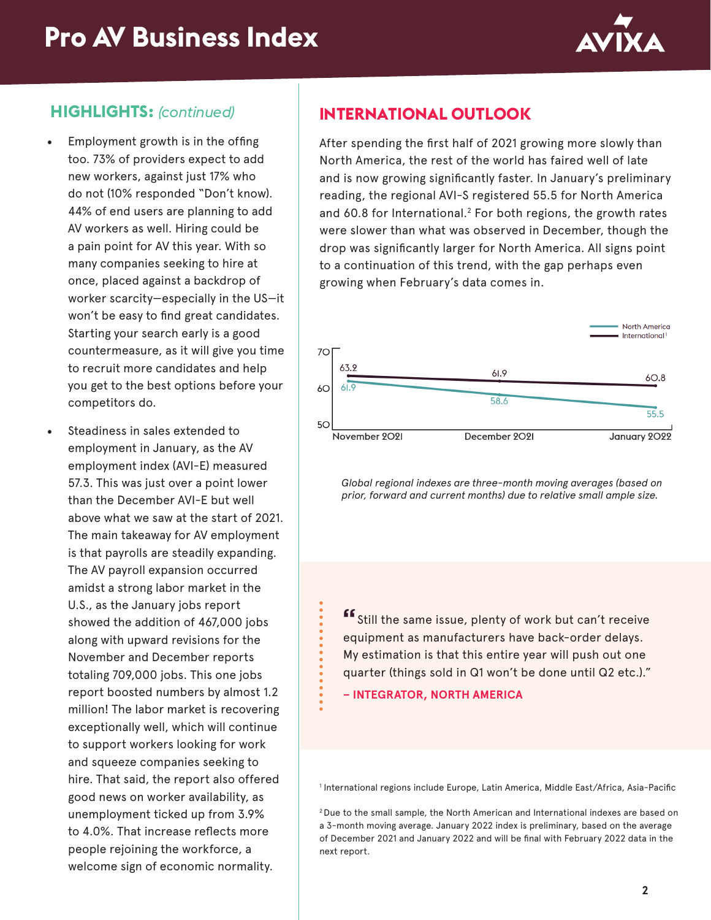# Pro AV Business Index

## HIGHLIGHTS: *(continued)*

- Employment growth is in the offing too. 73% of providers expect to add new workers, against just 17% who do not (10% responded "Don't know). 44% of end users are planning to add AV workers as well. Hiring could be a pain point for AV this year. With so many companies seeking to hire at once, placed against a backdrop of worker scarcity—especially in the US—it won't be easy to find great candidates. Starting your search early is a good countermeasure, as it will give you time to recruit more candidates and help you get to the best options before your competitors do.

- Steadiness in sales extended to employment in January, as the AV employment index (AVI-E) measured 57.3. This was just over a point lower than the December AVI-E but well above what we saw at the start of 2021. The main takeaway for AV employment is that payrolls are steadily expanding. The AV payroll expansion occurred amidst a strong labor market in the U.S., as the January jobs report showed the addition of 467,000 jobs along with upward revisions for the November and December reports totaling 709,000 jobs. This one jobs report boosted numbers by almost 1.2 million! The labor market is recovering exceptionally well, which will continue to support workers looking for work and squeeze companies seeking to hire. That said, the report also offered good news on worker availability, as unemployment ticked up from 3.9% to 4.0%. That increase reflects more people rejoining the workforce, a welcome sign of economic normality.

## INTERNATIONAL OUTLOOK

After spending the first half of 2021 growing more slowly than North America, the rest of the world has faired well of late and is now growing significantly faster. In January's preliminary reading, the regional AVI-S registered 55.5 for North America and 60.8 for International.[2] For both regions, the growth rates were slower than what was observed in December, though the drop was significantly larger for North America. All signs point to a continuation of this trend, with the gap perhaps even growing when February's data comes in.

| | November 2021 | December 2021 | January 2022 |
|---|---|---|---|
| North America | 61.9 | 58.6 | 55.5 |
| International[1] | 63.2 | 61.9 | 60.8 |

*Global regional indexes are three-month moving averages (based on prior, forward and current months) due to relative small ample size.*

> "Still the same issue, plenty of work but can't receive equipment as manufacturers have back-order delays. My estimation is that this entire year will push out one quarter (things sold in Q1 won't be done until Q2 etc.)."
>
> **– INTEGRATOR, NORTH AMERICA**

[1] International regions include Europe, Latin America, Middle East/Africa, Asia-Pacific

[2] Due to the small sample, the North American and International indexes are based on a 3-month moving average. January 2022 index is preliminary, based on the average of December 2021 and January 2022 and will be final with February 2022 data in the next report.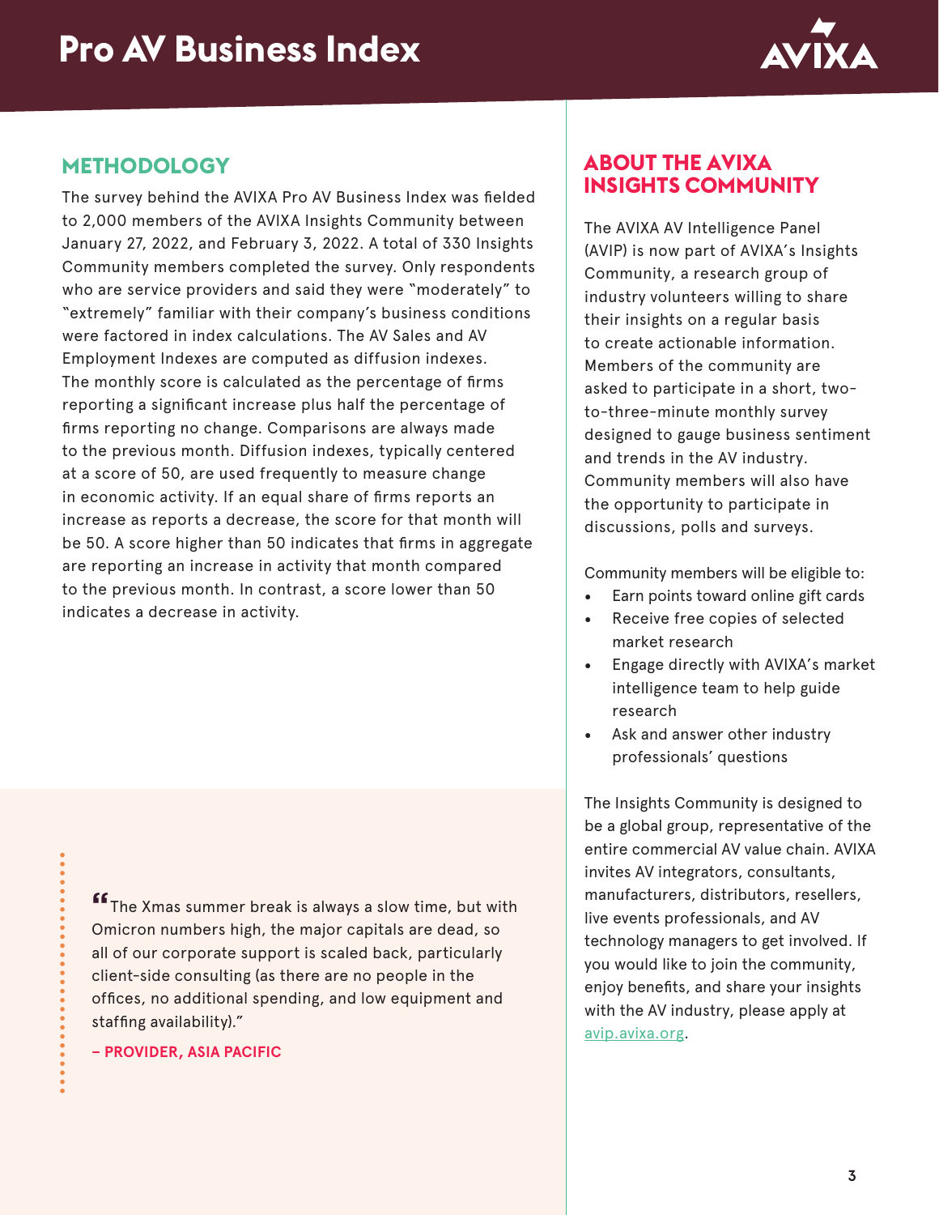# Pro AV Business Index

## METHODOLOGY

The survey behind the AVIXA Pro AV Business Index was fielded to 2,000 members of the AVIXA Insights Community between January 27, 2022, and February 3, 2022. A total of 330 Insights Community members completed the survey. Only respondents who are service providers and said they were "moderately" to "extremely" familiar with their company's business conditions were factored in index calculations. The AV Sales and AV Employment Indexes are computed as diffusion indexes. The monthly score is calculated as the percentage of firms reporting a significant increase plus half the percentage of firms reporting no change. Comparisons are always made to the previous month. Diffusion indexes, typically centered at a score of 50, are used frequently to measure change in economic activity. If an equal share of firms reports an increase as reports a decrease, the score for that month will be 50. A score higher than 50 indicates that firms in aggregate are reporting an increase in activity that month compared to the previous month. In contrast, a score lower than 50 indicates a decrease in activity.

> "The Xmas summer break is always a slow time, but with Omicron numbers high, the major capitals are dead, so all of our corporate support is scaled back, particularly client-side consulting (as there are no people in the offices, no additional spending, and low equipment and staffing availability)."
>
> **– PROVIDER, ASIA PACIFIC**

## ABOUT THE AVIXA INSIGHTS COMMUNITY

The AVIXA AV Intelligence Panel (AVIP) is now part of AVIXA's Insights Community, a research group of industry volunteers willing to share their insights on a regular basis to create actionable information. Members of the community are asked to participate in a short, two-to-three-minute monthly survey designed to gauge business sentiment and trends in the AV industry. Community members will also have the opportunity to participate in discussions, polls and surveys.

Community members will be eligible to:

- Earn points toward online gift cards
- Receive free copies of selected market research
- Engage directly with AVIXA's market intelligence team to help guide research
- Ask and answer other industry professionals' questions

The Insights Community is designed to be a global group, representative of the entire commercial AV value chain. AVIXA invites AV integrators, consultants, manufacturers, distributors, resellers, live events professionals, and AV technology managers to get involved. If you would like to join the community, enjoy benefits, and share your insights with the AV industry, please apply at avip.avixa.org.